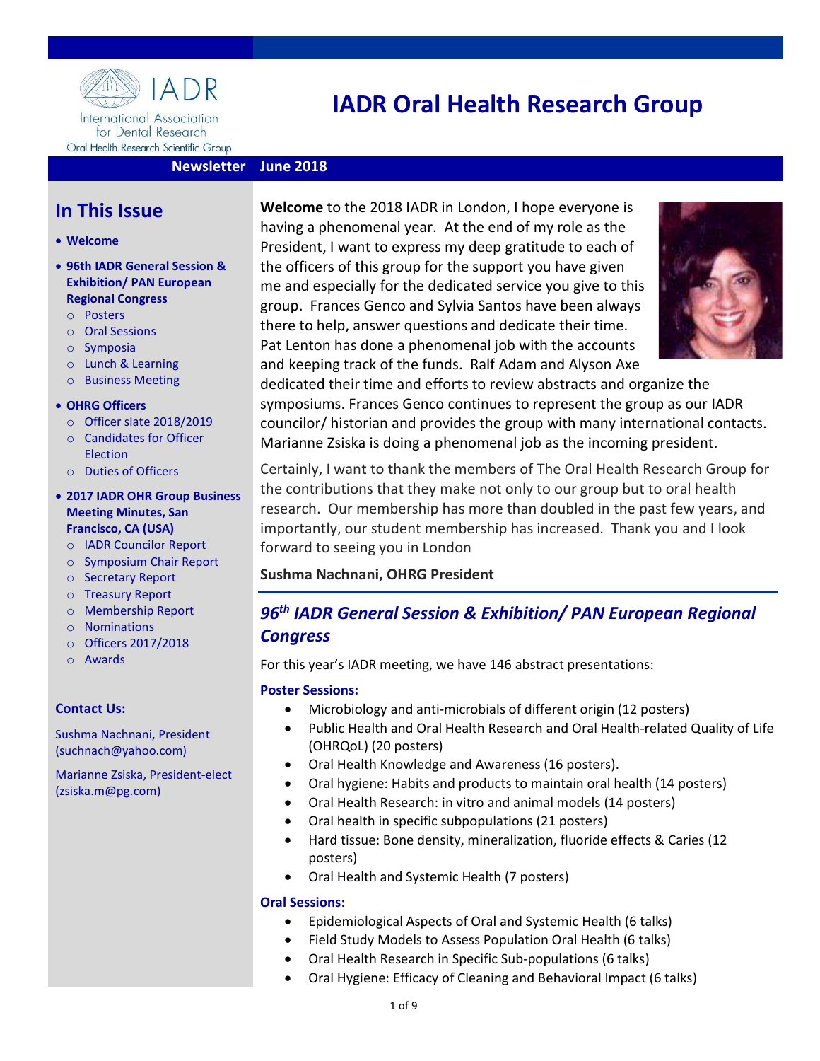# IADR Oral Health Research Group

IADR International Association for Dental Research
Oral Health Research Scientific Group

**Newsletter June 2018**

## In This Issue

- **Welcome**
- **96th IADR General Session & Exhibition/ PAN European Regional Congress**
  - Posters
  - Oral Sessions
  - Symposia
  - Lunch & Learning
  - Business Meeting
- **OHRG Officers**
  - Officer slate 2018/2019
  - Candidates for Officer Election
  - Duties of Officers
- **2017 IADR OHR Group Business Meeting Minutes, San Francisco, CA (USA)**
  - IADR Councilor Report
  - Symposium Chair Report
  - Secretary Report
  - Treasury Report
  - Membership Report
  - Nominations
  - Officers 2017/2018
  - Awards

**Contact Us:**

Sushma Nachnani, President (suchnach@yahoo.com)

Marianne Zsiska, President-elect (zsiska.m@pg.com)

**Welcome** to the 2018 IADR in London, I hope everyone is having a phenomenal year. At the end of my role as the President, I want to express my deep gratitude to each of the officers of this group for the support you have given me and especially for the dedicated service you give to this group. Frances Genco and Sylvia Santos have been always there to help, answer questions and dedicate their time. Pat Lenton has done a phenomenal job with the accounts and keeping track of the funds. Ralf Adam and Alyson Axe dedicated their time and efforts to review abstracts and organize the symposiums. Frances Genco continues to represent the group as our IADR councilor/ historian and provides the group with many international contacts. Marianne Zsiska is doing a phenomenal job as the incoming president.

Certainly, I want to thank the members of The Oral Health Research Group for the contributions that they make not only to our group but to oral health research. Our membership has more than doubled in the past few years, and importantly, our student membership has increased. Thank you and I look forward to seeing you in London

**Sushma Nachnani, OHRG President**

## *96th IADR General Session & Exhibition/ PAN European Regional Congress*

For this year's IADR meeting, we have 146 abstract presentations:

**Poster Sessions:**

- Microbiology and anti-microbials of different origin (12 posters)
- Public Health and Oral Health Research and Oral Health-related Quality of Life (OHRQoL) (20 posters)
- Oral Health Knowledge and Awareness (16 posters).
- Oral hygiene: Habits and products to maintain oral health (14 posters)
- Oral Health Research: in vitro and animal models (14 posters)
- Oral health in specific subpopulations (21 posters)
- Hard tissue: Bone density, mineralization, fluoride effects & Caries (12 posters)
- Oral Health and Systemic Health (7 posters)

**Oral Sessions:**

- Epidemiological Aspects of Oral and Systemic Health (6 talks)
- Field Study Models to Assess Population Oral Health (6 talks)
- Oral Health Research in Specific Sub-populations (6 talks)
- Oral Hygiene: Efficacy of Cleaning and Behavioral Impact (6 talks)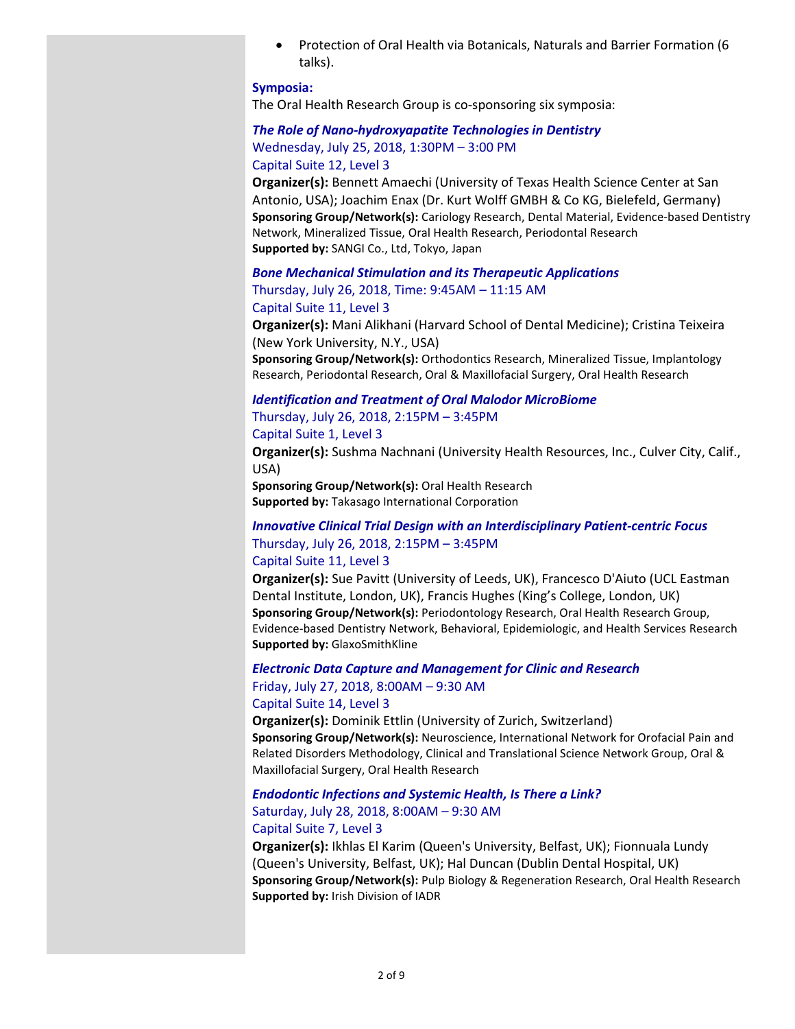- Protection of Oral Health via Botanicals, Naturals and Barrier Formation (6 talks).

**Symposia:**

The Oral Health Research Group is co-sponsoring six symposia:

***The Role of Nano-hydroxyapatite Technologies in Dentistry***
Wednesday, July 25, 2018, 1:30PM – 3:00 PM
Capital Suite 12, Level 3

**Organizer(s):** Bennett Amaechi (University of Texas Health Science Center at San Antonio, USA); Joachim Enax (Dr. Kurt Wolff GMBH & Co KG, Bielefeld, Germany)
**Sponsoring Group/Network(s):** Cariology Research, Dental Material, Evidence-based Dentistry Network, Mineralized Tissue, Oral Health Research, Periodontal Research
**Supported by:** SANGI Co., Ltd, Tokyo, Japan

***Bone Mechanical Stimulation and its Therapeutic Applications***
Thursday, July 26, 2018, Time: 9:45AM – 11:15 AM
Capital Suite 11, Level 3

**Organizer(s):** Mani Alikhani (Harvard School of Dental Medicine); Cristina Teixeira (New York University, N.Y., USA)
**Sponsoring Group/Network(s):** Orthodontics Research, Mineralized Tissue, Implantology Research, Periodontal Research, Oral & Maxillofacial Surgery, Oral Health Research

***Identification and Treatment of Oral Malodor MicroBiome***
Thursday, July 26, 2018, 2:15PM – 3:45PM
Capital Suite 1, Level 3

**Organizer(s):** Sushma Nachnani (University Health Resources, Inc., Culver City, Calif., USA)
**Sponsoring Group/Network(s):** Oral Health Research
**Supported by:** Takasago International Corporation

***Innovative Clinical Trial Design with an Interdisciplinary Patient-centric Focus***
Thursday, July 26, 2018, 2:15PM – 3:45PM
Capital Suite 11, Level 3

**Organizer(s):** Sue Pavitt (University of Leeds, UK), Francesco D'Aiuto (UCL Eastman Dental Institute, London, UK), Francis Hughes (King's College, London, UK)
**Sponsoring Group/Network(s):** Periodontology Research, Oral Health Research Group, Evidence-based Dentistry Network, Behavioral, Epidemiologic, and Health Services Research
**Supported by:** GlaxoSmithKline

***Electronic Data Capture and Management for Clinic and Research***
Friday, July 27, 2018, 8:00AM – 9:30 AM
Capital Suite 14, Level 3

**Organizer(s):** Dominik Ettlin (University of Zurich, Switzerland)
**Sponsoring Group/Network(s):** Neuroscience, International Network for Orofacial Pain and Related Disorders Methodology, Clinical and Translational Science Network Group, Oral & Maxillofacial Surgery, Oral Health Research

***Endodontic Infections and Systemic Health, Is There a Link?***
Saturday, July 28, 2018, 8:00AM – 9:30 AM
Capital Suite 7, Level 3

**Organizer(s):** Ikhlas El Karim (Queen's University, Belfast, UK); Fionnuala Lundy (Queen's University, Belfast, UK); Hal Duncan (Dublin Dental Hospital, UK)
**Sponsoring Group/Network(s):** Pulp Biology & Regeneration Research, Oral Health Research
**Supported by:** Irish Division of IADR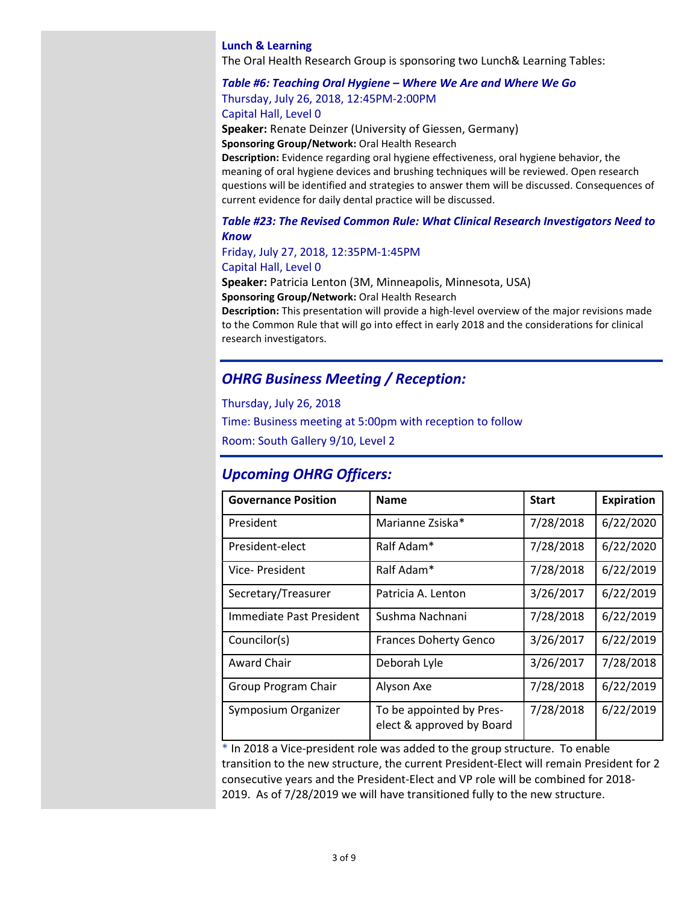### Lunch & Learning

The Oral Health Research Group is sponsoring two Lunch& Learning Tables:

#### *Table #6: Teaching Oral Hygiene – Where We Are and Where We Go*

Thursday, July 26, 2018, 12:45PM-2:00PM
Capital Hall, Level 0

**Speaker:** Renate Deinzer (University of Giessen, Germany)
**Sponsoring Group/Network:** Oral Health Research
**Description:** Evidence regarding oral hygiene effectiveness, oral hygiene behavior, the meaning of oral hygiene devices and brushing techniques will be reviewed. Open research questions will be identified and strategies to answer them will be discussed. Consequences of current evidence for daily dental practice will be discussed.

#### *Table #23: The Revised Common Rule: What Clinical Research Investigators Need to Know*

Friday, July 27, 2018, 12:35PM-1:45PM
Capital Hall, Level 0

**Speaker:** Patricia Lenton (3M, Minneapolis, Minnesota, USA)
**Sponsoring Group/Network:** Oral Health Research
**Description:** This presentation will provide a high-level overview of the major revisions made to the Common Rule that will go into effect in early 2018 and the considerations for clinical research investigators.

## *OHRG Business Meeting / Reception:*

Thursday, July 26, 2018

Time: Business meeting at 5:00pm with reception to follow

Room: South Gallery 9/10, Level 2

## *Upcoming OHRG Officers:*

| Governance Position | Name | Start | Expiration |
|---|---|---|---|
| President | Marianne Zsiska* | 7/28/2018 | 6/22/2020 |
| President-elect | Ralf Adam* | 7/28/2018 | 6/22/2020 |
| Vice- President | Ralf Adam* | 7/28/2018 | 6/22/2019 |
| Secretary/Treasurer | Patricia A. Lenton | 3/26/2017 | 6/22/2019 |
| Immediate Past President | Sushma Nachnani | 7/28/2018 | 6/22/2019 |
| Councilor(s) | Frances Doherty Genco | 3/26/2017 | 6/22/2019 |
| Award Chair | Deborah Lyle | 3/26/2017 | 7/28/2018 |
| Group Program Chair | Alyson Axe | 7/28/2018 | 6/22/2019 |
| Symposium Organizer | To be appointed by Pres-elect & approved by Board | 7/28/2018 | 6/22/2019 |

\* In 2018 a Vice-president role was added to the group structure. To enable transition to the new structure, the current President-Elect will remain President for 2 consecutive years and the President-Elect and VP role will be combined for 2018-2019. As of 7/28/2019 we will have transitioned fully to the new structure.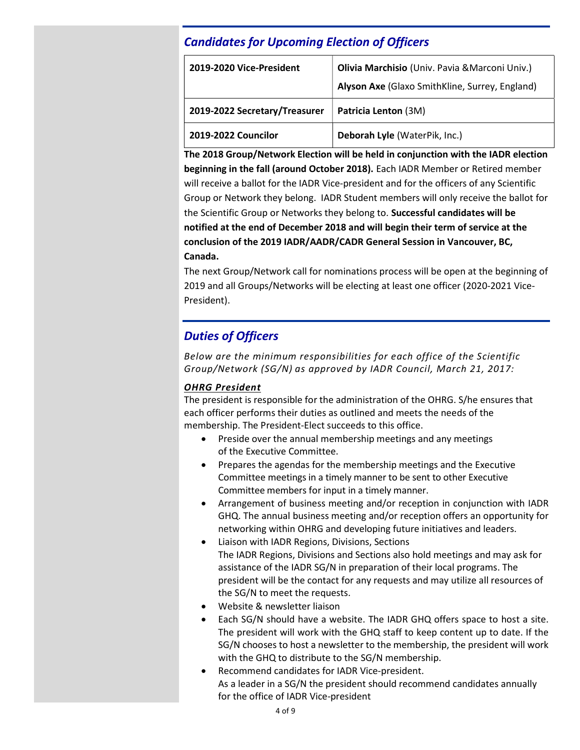## *Candidates for Upcoming Election of Officers*

| 2019-2020 Vice-President | **Olivia Marchisio** (Univ. Pavia &Marconi Univ.)<br>**Alyson Axe** (Glaxo SmithKline, Surrey, England) |
|---|---|
| **2019-2022 Secretary/Treasurer** | **Patricia Lenton** (3M) |
| **2019-2022 Councilor** | **Deborah Lyle** (WaterPik, Inc.) |

**The 2018 Group/Network Election will be held in conjunction with the IADR election beginning in the fall (around October 2018).** Each IADR Member or Retired member will receive a ballot for the IADR Vice-president and for the officers of any Scientific Group or Network they belong. IADR Student members will only receive the ballot for the Scientific Group or Networks they belong to. **Successful candidates will be notified at the end of December 2018 and will begin their term of service at the conclusion of the 2019 IADR/AADR/CADR General Session in Vancouver, BC, Canada.**

The next Group/Network call for nominations process will be open at the beginning of 2019 and all Groups/Networks will be electing at least one officer (2020-2021 Vice-President).

## *Duties of Officers*

*Below are the minimum responsibilities for each office of the Scientific Group/Network (SG/N) as approved by IADR Council, March 21, 2017:*

***OHRG President***

The president is responsible for the administration of the OHRG. S/he ensures that each officer performs their duties as outlined and meets the needs of the membership. The President-Elect succeeds to this office.

- Preside over the annual membership meetings and any meetings of the Executive Committee.
- Prepares the agendas for the membership meetings and the Executive Committee meetings in a timely manner to be sent to other Executive Committee members for input in a timely manner.
- Arrangement of business meeting and/or reception in conjunction with IADR GHQ. The annual business meeting and/or reception offers an opportunity for networking within OHRG and developing future initiatives and leaders.
- Liaison with IADR Regions, Divisions, Sections
  The IADR Regions, Divisions and Sections also hold meetings and may ask for assistance of the IADR SG/N in preparation of their local programs. The president will be the contact for any requests and may utilize all resources of the SG/N to meet the requests.
- Website & newsletter liaison
- Each SG/N should have a website. The IADR GHQ offers space to host a site. The president will work with the GHQ staff to keep content up to date. If the SG/N chooses to host a newsletter to the membership, the president will work with the GHQ to distribute to the SG/N membership.
- Recommend candidates for IADR Vice-president.
  As a leader in a SG/N the president should recommend candidates annually for the office of IADR Vice-president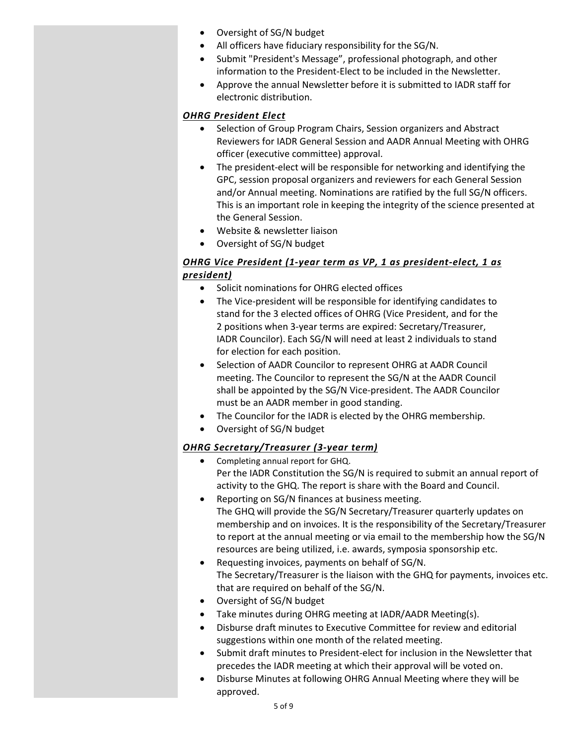- Oversight of SG/N budget
- All officers have fiduciary responsibility for the SG/N.
- Submit "President's Message", professional photograph, and other information to the President-Elect to be included in the Newsletter.
- Approve the annual Newsletter before it is submitted to IADR staff for electronic distribution.

### ***OHRG President Elect***

- Selection of Group Program Chairs, Session organizers and Abstract Reviewers for IADR General Session and AADR Annual Meeting with OHRG officer (executive committee) approval.
- The president-elect will be responsible for networking and identifying the GPC, session proposal organizers and reviewers for each General Session and/or Annual meeting. Nominations are ratified by the full SG/N officers. This is an important role in keeping the integrity of the science presented at the General Session.
- Website & newsletter liaison
- Oversight of SG/N budget

### ***OHRG Vice President (1-year term as VP, 1 as president-elect, 1 as president)***

- Solicit nominations for OHRG elected offices
- The Vice-president will be responsible for identifying candidates to stand for the 3 elected offices of OHRG (Vice President, and for the 2 positions when 3-year terms are expired: Secretary/Treasurer, IADR Councilor). Each SG/N will need at least 2 individuals to stand for election for each position.
- Selection of AADR Councilor to represent OHRG at AADR Council meeting. The Councilor to represent the SG/N at the AADR Council shall be appointed by the SG/N Vice-president. The AADR Councilor must be an AADR member in good standing.
- The Councilor for the IADR is elected by the OHRG membership.
- Oversight of SG/N budget

### ***OHRG Secretary/Treasurer (3-year term)***

- Completing annual report for GHQ.
  Per the IADR Constitution the SG/N is required to submit an annual report of activity to the GHQ. The report is share with the Board and Council.
- Reporting on SG/N finances at business meeting.
  The GHQ will provide the SG/N Secretary/Treasurer quarterly updates on membership and on invoices. It is the responsibility of the Secretary/Treasurer to report at the annual meeting or via email to the membership how the SG/N resources are being utilized, i.e. awards, symposia sponsorship etc.
- Requesting invoices, payments on behalf of SG/N.
  The Secretary/Treasurer is the liaison with the GHQ for payments, invoices etc. that are required on behalf of the SG/N.
- Oversight of SG/N budget
- Take minutes during OHRG meeting at IADR/AADR Meeting(s).
- Disburse draft minutes to Executive Committee for review and editorial suggestions within one month of the related meeting.
- Submit draft minutes to President-elect for inclusion in the Newsletter that precedes the IADR meeting at which their approval will be voted on.
- Disburse Minutes at following OHRG Annual Meeting where they will be approved.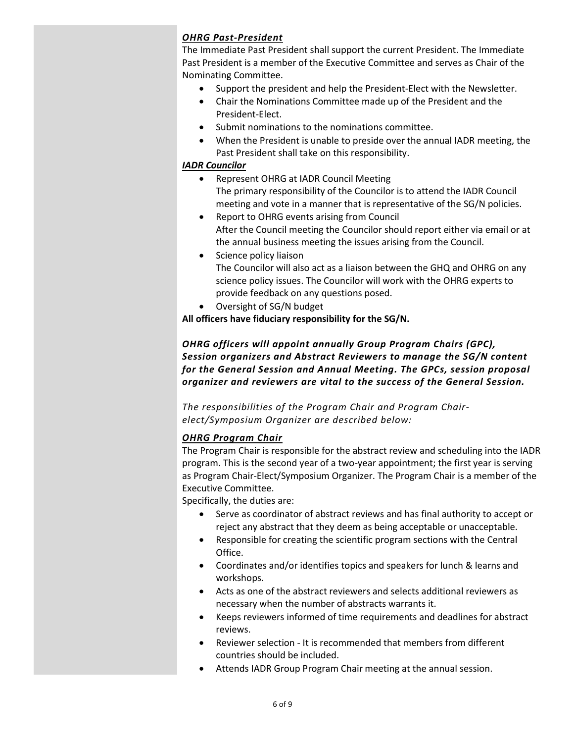### ***OHRG Past-President***

The Immediate Past President shall support the current President. The Immediate Past President is a member of the Executive Committee and serves as Chair of the Nominating Committee.

- Support the president and help the President-Elect with the Newsletter.
- Chair the Nominations Committee made up of the President and the President-Elect.
- Submit nominations to the nominations committee.
- When the President is unable to preside over the annual IADR meeting, the Past President shall take on this responsibility.

### ***IADR Councilor***

- Represent OHRG at IADR Council Meeting
  The primary responsibility of the Councilor is to attend the IADR Council meeting and vote in a manner that is representative of the SG/N policies.
- Report to OHRG events arising from Council
  After the Council meeting the Councilor should report either via email or at the annual business meeting the issues arising from the Council.
- Science policy liaison
  The Councilor will also act as a liaison between the GHQ and OHRG on any science policy issues. The Councilor will work with the OHRG experts to provide feedback on any questions posed.
- Oversight of SG/N budget

**All officers have fiduciary responsibility for the SG/N.**

***OHRG officers will appoint annually Group Program Chairs (GPC), Session organizers and Abstract Reviewers to manage the SG/N content for the General Session and Annual Meeting. The GPCs, session proposal organizer and reviewers are vital to the success of the General Session.***

*The responsibilities of the Program Chair and Program Chair-elect/Symposium Organizer are described below:*

### ***OHRG Program Chair***

The Program Chair is responsible for the abstract review and scheduling into the IADR program. This is the second year of a two-year appointment; the first year is serving as Program Chair-Elect/Symposium Organizer. The Program Chair is a member of the Executive Committee.

Specifically, the duties are:

- Serve as coordinator of abstract reviews and has final authority to accept or reject any abstract that they deem as being acceptable or unacceptable.
- Responsible for creating the scientific program sections with the Central Office.
- Coordinates and/or identifies topics and speakers for lunch & learns and workshops.
- Acts as one of the abstract reviewers and selects additional reviewers as necessary when the number of abstracts warrants it.
- Keeps reviewers informed of time requirements and deadlines for abstract reviews.
- Reviewer selection - It is recommended that members from different countries should be included.
- Attends IADR Group Program Chair meeting at the annual session.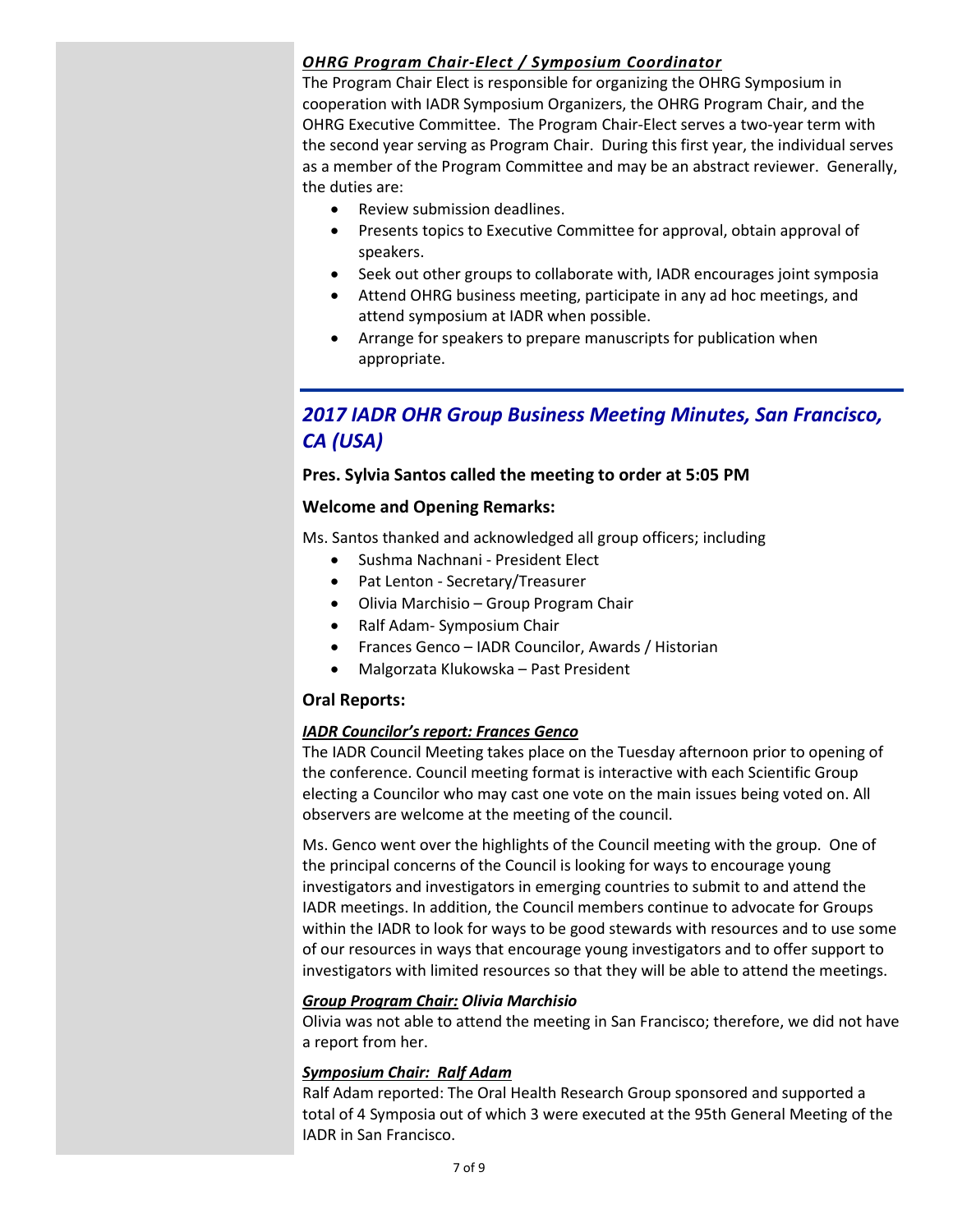***OHRG Program Chair-Elect / Symposium Coordinator***

The Program Chair Elect is responsible for organizing the OHRG Symposium in cooperation with IADR Symposium Organizers, the OHRG Program Chair, and the OHRG Executive Committee. The Program Chair-Elect serves a two-year term with the second year serving as Program Chair. During this first year, the individual serves as a member of the Program Committee and may be an abstract reviewer. Generally, the duties are:

- Review submission deadlines.
- Presents topics to Executive Committee for approval, obtain approval of speakers.
- Seek out other groups to collaborate with, IADR encourages joint symposia
- Attend OHRG business meeting, participate in any ad hoc meetings, and attend symposium at IADR when possible.
- Arrange for speakers to prepare manuscripts for publication when appropriate.

## *2017 IADR OHR Group Business Meeting Minutes, San Francisco, CA (USA)*

**Pres. Sylvia Santos called the meeting to order at 5:05 PM**

**Welcome and Opening Remarks:**

Ms. Santos thanked and acknowledged all group officers; including

- Sushma Nachnani - President Elect
- Pat Lenton - Secretary/Treasurer
- Olivia Marchisio – Group Program Chair
- Ralf Adam- Symposium Chair
- Frances Genco – IADR Councilor, Awards / Historian
- Malgorzata Klukowska – Past President

**Oral Reports:**

***IADR Councilor's report: Frances Genco***

The IADR Council Meeting takes place on the Tuesday afternoon prior to opening of the conference. Council meeting format is interactive with each Scientific Group electing a Councilor who may cast one vote on the main issues being voted on. All observers are welcome at the meeting of the council.

Ms. Genco went over the highlights of the Council meeting with the group. One of the principal concerns of the Council is looking for ways to encourage young investigators and investigators in emerging countries to submit to and attend the IADR meetings. In addition, the Council members continue to advocate for Groups within the IADR to look for ways to be good stewards with resources and to use some of our resources in ways that encourage young investigators and to offer support to investigators with limited resources so that they will be able to attend the meetings.

***Group Program Chair: Olivia Marchisio***

Olivia was not able to attend the meeting in San Francisco; therefore, we did not have a report from her.

***Symposium Chair: Ralf Adam***

Ralf Adam reported: The Oral Health Research Group sponsored and supported a total of 4 Symposia out of which 3 were executed at the 95th General Meeting of the IADR in San Francisco.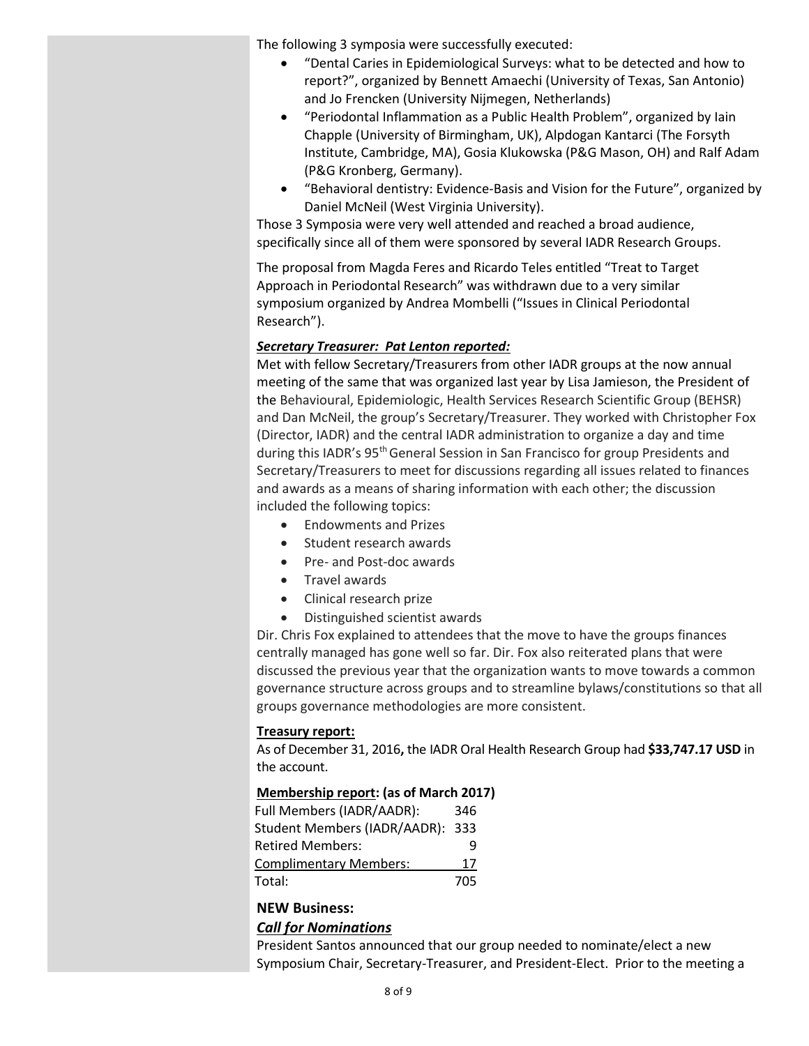The following 3 symposia were successfully executed:

- "Dental Caries in Epidemiological Surveys: what to be detected and how to report?", organized by Bennett Amaechi (University of Texas, San Antonio) and Jo Frencken (University Nijmegen, Netherlands)
- "Periodontal Inflammation as a Public Health Problem", organized by Iain Chapple (University of Birmingham, UK), Alpdogan Kantarci (The Forsyth Institute, Cambridge, MA), Gosia Klukowska (P&G Mason, OH) and Ralf Adam (P&G Kronberg, Germany).
- "Behavioral dentistry: Evidence-Basis and Vision for the Future", organized by Daniel McNeil (West Virginia University).

Those 3 Symposia were very well attended and reached a broad audience, specifically since all of them were sponsored by several IADR Research Groups.

The proposal from Magda Feres and Ricardo Teles entitled "Treat to Target Approach in Periodontal Research" was withdrawn due to a very similar symposium organized by Andrea Mombelli ("Issues in Clinical Periodontal Research").

***Secretary Treasurer: Pat Lenton reported:***

Met with fellow Secretary/Treasurers from other IADR groups at the now annual meeting of the same that was organized last year by Lisa Jamieson, the President of the Behavioural, Epidemiologic, Health Services Research Scientific Group (BEHSR) and Dan McNeil, the group's Secretary/Treasurer. They worked with Christopher Fox (Director, IADR) and the central IADR administration to organize a day and time during this IADR's 95th General Session in San Francisco for group Presidents and Secretary/Treasurers to meet for discussions regarding all issues related to finances and awards as a means of sharing information with each other; the discussion included the following topics:

- Endowments and Prizes
- Student research awards
- Pre- and Post-doc awards
- Travel awards
- Clinical research prize
- Distinguished scientist awards

Dir. Chris Fox explained to attendees that the move to have the groups finances centrally managed has gone well so far. Dir. Fox also reiterated plans that were discussed the previous year that the organization wants to move towards a common governance structure across groups and to streamline bylaws/constitutions so that all groups governance methodologies are more consistent.

**Treasury report:**

As of December 31, 2016**,** the IADR Oral Health Research Group had **$33,747.17 USD** in the account.

**Membership report: (as of March 2017)**

| | |
|---|---|
| Full Members (IADR/AADR): | 346 |
| Student Members (IADR/AADR): | 333 |
| Retired Members: | 9 |
| Complimentary Members: | 17 |
| Total: | 705 |

**NEW Business:**

***Call for Nominations***

President Santos announced that our group needed to nominate/elect a new Symposium Chair, Secretary-Treasurer, and President-Elect. Prior to the meeting a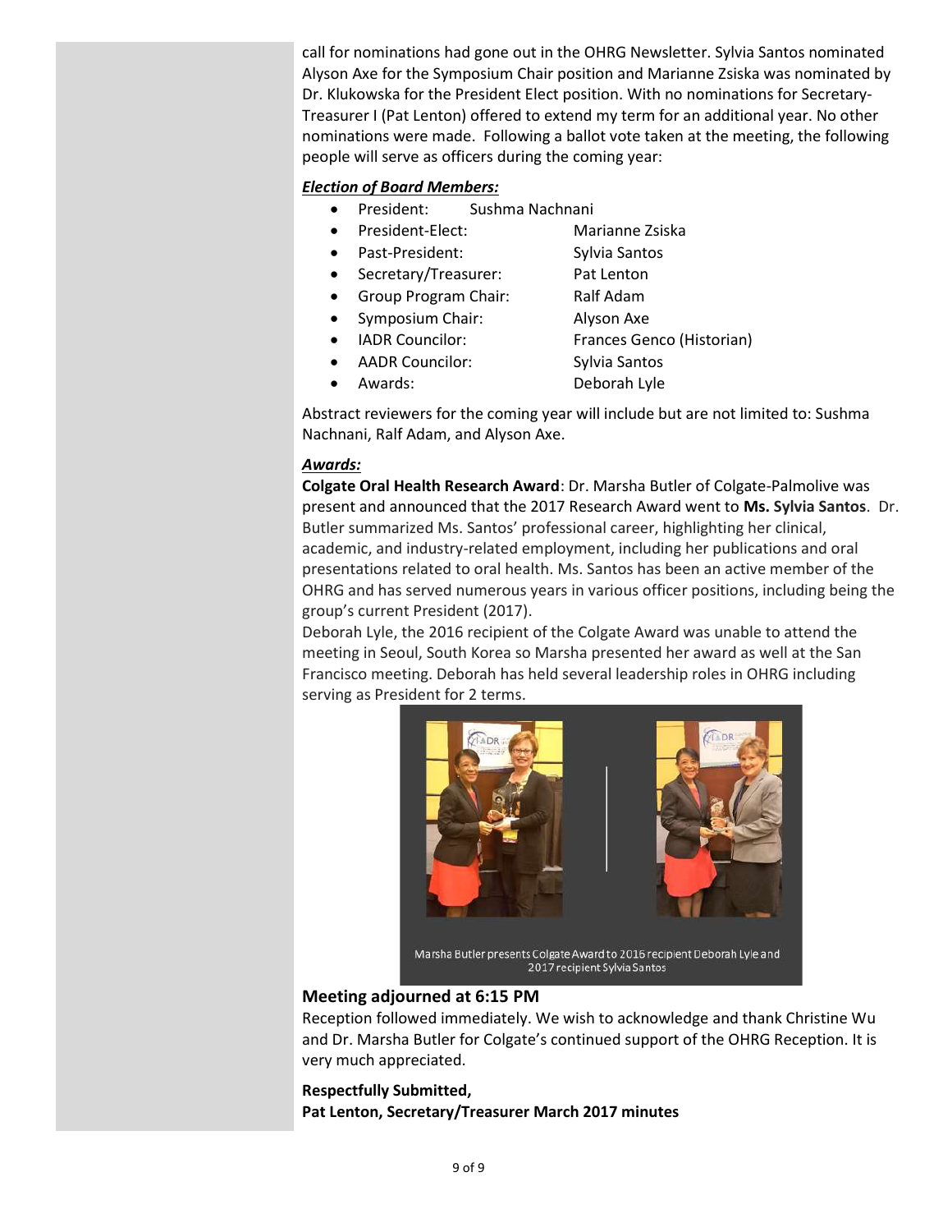call for nominations had gone out in the OHRG Newsletter. Sylvia Santos nominated Alyson Axe for the Symposium Chair position and Marianne Zsiska was nominated by Dr. Klukowska for the President Elect position. With no nominations for Secretary-Treasurer I (Pat Lenton) offered to extend my term for an additional year. No other nominations were made. Following a ballot vote taken at the meeting, the following people will serve as officers during the coming year:

***Election of Board Members:***

- President: Sushma Nachnani
- President-Elect: Marianne Zsiska
- Past-President: Sylvia Santos
- Secretary/Treasurer: Pat Lenton
- Group Program Chair: Ralf Adam
- Symposium Chair: Alyson Axe
- IADR Councilor: Frances Genco (Historian)
- AADR Councilor: Sylvia Santos
- Awards: Deborah Lyle

Abstract reviewers for the coming year will include but are not limited to: Sushma Nachnani, Ralf Adam, and Alyson Axe.

***Awards:***

**Colgate Oral Health Research Award**: Dr. Marsha Butler of Colgate-Palmolive was present and announced that the 2017 Research Award went to **Ms. Sylvia Santos**. Dr. Butler summarized Ms. Santos' professional career, highlighting her clinical, academic, and industry-related employment, including her publications and oral presentations related to oral health. Ms. Santos has been an active member of the OHRG and has served numerous years in various officer positions, including being the group's current President (2017).

Deborah Lyle, the 2016 recipient of the Colgate Award was unable to attend the meeting in Seoul, South Korea so Marsha presented her award as well at the San Francisco meeting. Deborah has held several leadership roles in OHRG including serving as President for 2 terms.

Marsha Butler presents Colgate Award to 2016 recipient Deborah Lyle and 2017 recipient Sylvia Santos

### Meeting adjourned at 6:15 PM

Reception followed immediately. We wish to acknowledge and thank Christine Wu and Dr. Marsha Butler for Colgate's continued support of the OHRG Reception. It is very much appreciated.

**Respectfully Submitted,**
**Pat Lenton, Secretary/Treasurer March 2017 minutes**